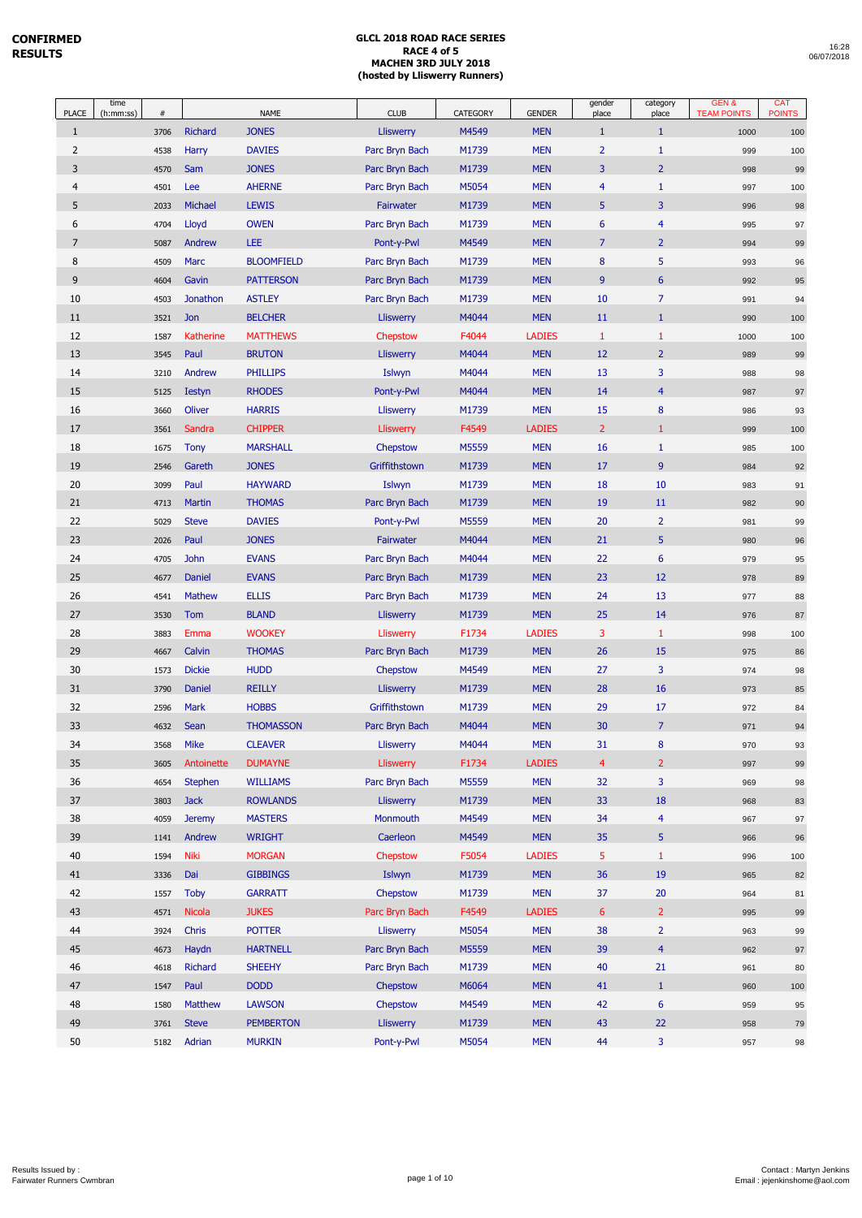**CONFIRMED RESULTS**

**GLCL 2018 ROAD RACE SERIES**
**RACE 4 of 5**
**MACHEN 3RD JULY 2018**
**(hosted by Lliswerry Runners)**

16:28
06/07/2018

| PLACE | time (h:mm:ss) | # | NAME | | CLUB | CATEGORY | GENDER | gender place | category place | GEN & TEAM POINTS | CAT POINTS |
|---|---|---|---|---|---|---|---|---|---|---|---|
| 1 | | 3706 | Richard | JONES | Lliswerry | M4549 | MEN | 1 | 1 | 1000 | 100 |
| 2 | | 4538 | Harry | DAVIES | Parc Bryn Bach | M1739 | MEN | 2 | 1 | 999 | 100 |
| 3 | | 4570 | Sam | JONES | Parc Bryn Bach | M1739 | MEN | 3 | 2 | 998 | 99 |
| 4 | | 4501 | Lee | AHERNE | Parc Bryn Bach | M5054 | MEN | 4 | 1 | 997 | 100 |
| 5 | | 2033 | Michael | LEWIS | Fairwater | M1739 | MEN | 5 | 3 | 996 | 98 |
| 6 | | 4704 | Lloyd | OWEN | Parc Bryn Bach | M1739 | MEN | 6 | 4 | 995 | 97 |
| 7 | | 5087 | Andrew | LEE | Pont-y-Pwl | M4549 | MEN | 7 | 2 | 994 | 99 |
| 8 | | 4509 | Marc | BLOOMFIELD | Parc Bryn Bach | M1739 | MEN | 8 | 5 | 993 | 96 |
| 9 | | 4604 | Gavin | PATTERSON | Parc Bryn Bach | M1739 | MEN | 9 | 6 | 992 | 95 |
| 10 | | 4503 | Jonathon | ASTLEY | Parc Bryn Bach | M1739 | MEN | 10 | 7 | 991 | 94 |
| 11 | | 3521 | Jon | BELCHER | Lliswerry | M4044 | MEN | 11 | 1 | 990 | 100 |
| 12 | | 1587 | Katherine | MATTHEWS | Chepstow | F4044 | LADIES | 1 | 1 | 1000 | 100 |
| 13 | | 3545 | Paul | BRUTON | Lliswerry | M4044 | MEN | 12 | 2 | 989 | 99 |
| 14 | | 3210 | Andrew | PHILLIPS | Islwyn | M4044 | MEN | 13 | 3 | 988 | 98 |
| 15 | | 5125 | Iestyn | RHODES | Pont-y-Pwl | M4044 | MEN | 14 | 4 | 987 | 97 |
| 16 | | 3660 | Oliver | HARRIS | Lliswerry | M1739 | MEN | 15 | 8 | 986 | 93 |
| 17 | | 3561 | Sandra | CHIPPER | Lliswerry | F4549 | LADIES | 2 | 1 | 999 | 100 |
| 18 | | 1675 | Tony | MARSHALL | Chepstow | M5559 | MEN | 16 | 1 | 985 | 100 |
| 19 | | 2546 | Gareth | JONES | Griffithstown | M1739 | MEN | 17 | 9 | 984 | 92 |
| 20 | | 3099 | Paul | HAYWARD | Islwyn | M1739 | MEN | 18 | 10 | 983 | 91 |
| 21 | | 4713 | Martin | THOMAS | Parc Bryn Bach | M1739 | MEN | 19 | 11 | 982 | 90 |
| 22 | | 5029 | Steve | DAVIES | Pont-y-Pwl | M5559 | MEN | 20 | 2 | 981 | 99 |
| 23 | | 2026 | Paul | JONES | Fairwater | M4044 | MEN | 21 | 5 | 980 | 96 |
| 24 | | 4705 | John | EVANS | Parc Bryn Bach | M4044 | MEN | 22 | 6 | 979 | 95 |
| 25 | | 4677 | Daniel | EVANS | Parc Bryn Bach | M1739 | MEN | 23 | 12 | 978 | 89 |
| 26 | | 4541 | Mathew | ELLIS | Parc Bryn Bach | M1739 | MEN | 24 | 13 | 977 | 88 |
| 27 | | 3530 | Tom | BLAND | Lliswerry | M1739 | MEN | 25 | 14 | 976 | 87 |
| 28 | | 3883 | Emma | WOOKEY | Lliswerry | F1734 | LADIES | 3 | 1 | 998 | 100 |
| 29 | | 4667 | Calvin | THOMAS | Parc Bryn Bach | M1739 | MEN | 26 | 15 | 975 | 86 |
| 30 | | 1573 | Dickie | HUDD | Chepstow | M4549 | MEN | 27 | 3 | 974 | 98 |
| 31 | | 3790 | Daniel | REILLY | Lliswerry | M1739 | MEN | 28 | 16 | 973 | 85 |
| 32 | | 2596 | Mark | HOBBS | Griffithstown | M1739 | MEN | 29 | 17 | 972 | 84 |
| 33 | | 4632 | Sean | THOMASSON | Parc Bryn Bach | M4044 | MEN | 30 | 7 | 971 | 94 |
| 34 | | 3568 | Mike | CLEAVER | Lliswerry | M4044 | MEN | 31 | 8 | 970 | 93 |
| 35 | | 3605 | Antoinette | DUMAYNE | Lliswerry | F1734 | LADIES | 4 | 2 | 997 | 99 |
| 36 | | 4654 | Stephen | WILLIAMS | Parc Bryn Bach | M5559 | MEN | 32 | 3 | 969 | 98 |
| 37 | | 3803 | Jack | ROWLANDS | Lliswerry | M1739 | MEN | 33 | 18 | 968 | 83 |
| 38 | | 4059 | Jeremy | MASTERS | Monmouth | M4549 | MEN | 34 | 4 | 967 | 97 |
| 39 | | 1141 | Andrew | WRIGHT | Caerleon | M4549 | MEN | 35 | 5 | 966 | 96 |
| 40 | | 1594 | Niki | MORGAN | Chepstow | F5054 | LADIES | 5 | 1 | 996 | 100 |
| 41 | | 3336 | Dai | GIBBINGS | Islwyn | M1739 | MEN | 36 | 19 | 965 | 82 |
| 42 | | 1557 | Toby | GARRATT | Chepstow | M1739 | MEN | 37 | 20 | 964 | 81 |
| 43 | | 4571 | Nicola | JUKES | Parc Bryn Bach | F4549 | LADIES | 6 | 2 | 995 | 99 |
| 44 | | 3924 | Chris | POTTER | Lliswerry | M5054 | MEN | 38 | 2 | 963 | 99 |
| 45 | | 4673 | Haydn | HARTNELL | Parc Bryn Bach | M5559 | MEN | 39 | 4 | 962 | 97 |
| 46 | | 4618 | Richard | SHEEHY | Parc Bryn Bach | M1739 | MEN | 40 | 21 | 961 | 80 |
| 47 | | 1547 | Paul | DODD | Chepstow | M6064 | MEN | 41 | 1 | 960 | 100 |
| 48 | | 1580 | Matthew | LAWSON | Chepstow | M4549 | MEN | 42 | 6 | 959 | 95 |
| 49 | | 3761 | Steve | PEMBERTON | Lliswerry | M1739 | MEN | 43 | 22 | 958 | 79 |
| 50 | | 5182 | Adrian | MURKIN | Pont-y-Pwl | M5054 | MEN | 44 | 3 | 957 | 98 |

Results Issued by :
Fairwater Runners Cwmbran

Contact : Martyn Jenkins
Email : jejenkinshome@aol.com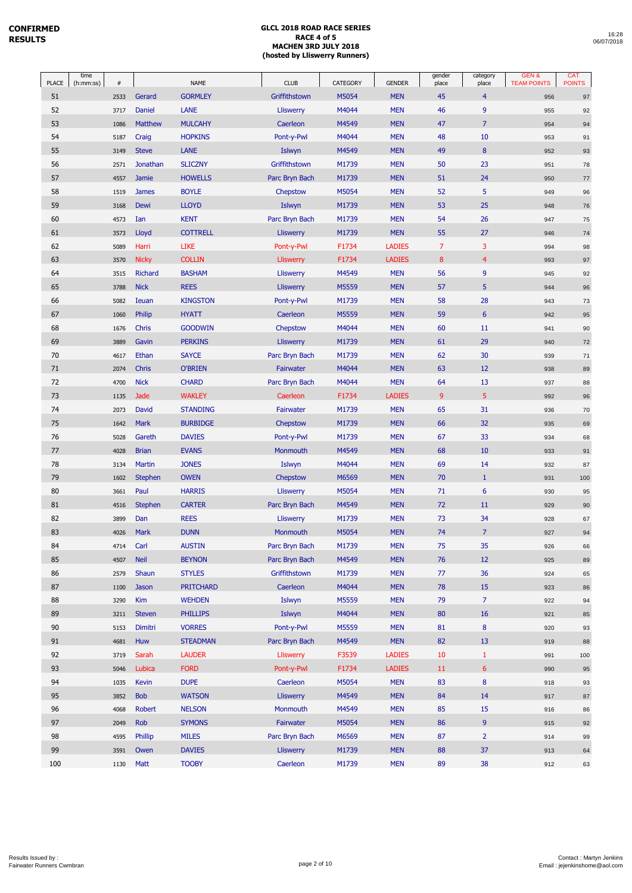**CONFIRMED RESULTS**

**GLCL 2018 ROAD RACE SERIES**
**RACE 4 of 5**
**MACHEN 3RD JULY 2018**
**(hosted by Llisweрry Runners)**

16:28
06/07/2018

| PLACE | time (h:mm:ss) | # | NAME | | CLUB | CATEGORY | GENDER | gender place | category place | GEN & TEAM POINTS | CAT POINTS |
|---|---|---|---|---|---|---|---|---|---|---|---|
| 51 | | 2533 | Gerard | GORMLEY | Griffithstown | M5054 | MEN | 45 | 4 | 956 | 97 |
| 52 | | 3717 | Daniel | LANE | Lliswerry | M4044 | MEN | 46 | 9 | 955 | 92 |
| 53 | | 1086 | Matthew | MULCAHY | Caerleon | M4549 | MEN | 47 | 7 | 954 | 94 |
| 54 | | 5187 | Craig | HOPKINS | Pont-y-Pwl | M4044 | MEN | 48 | 10 | 953 | 91 |
| 55 | | 3149 | Steve | LANE | Islwyn | M4549 | MEN | 49 | 8 | 952 | 93 |
| 56 | | 2571 | Jonathan | SLICZNY | Griffithstown | M1739 | MEN | 50 | 23 | 951 | 78 |
| 57 | | 4557 | Jamie | HOWELLS | Parc Bryn Bach | M1739 | MEN | 51 | 24 | 950 | 77 |
| 58 | | 1519 | James | BOYLE | Chepstow | M5054 | MEN | 52 | 5 | 949 | 96 |
| 59 | | 3168 | Dewi | LLOYD | Islwyn | M1739 | MEN | 53 | 25 | 948 | 76 |
| 60 | | 4573 | Ian | KENT | Parc Bryn Bach | M1739 | MEN | 54 | 26 | 947 | 75 |
| 61 | | 3573 | Lloyd | COTTRELL | Lliswerry | M1739 | MEN | 55 | 27 | 946 | 74 |
| 62 | | 5089 | Harri | LIKE | Pont-y-Pwl | F1734 | LADIES | 7 | 3 | 994 | 98 |
| 63 | | 3570 | Nicky | COLLIN | Lliswerry | F1734 | LADIES | 8 | 4 | 993 | 97 |
| 64 | | 3515 | Richard | BASHAM | Lliswerry | M4549 | MEN | 56 | 9 | 945 | 92 |
| 65 | | 3788 | Nick | REES | Lliswerry | M5559 | MEN | 57 | 5 | 944 | 96 |
| 66 | | 5082 | Ieuan | KINGSTON | Pont-y-Pwl | M1739 | MEN | 58 | 28 | 943 | 73 |
| 67 | | 1060 | Philip | HYATT | Caerleon | M5559 | MEN | 59 | 6 | 942 | 95 |
| 68 | | 1676 | Chris | GOODWIN | Chepstow | M4044 | MEN | 60 | 11 | 941 | 90 |
| 69 | | 3889 | Gavin | PERKINS | Lliswerry | M1739 | MEN | 61 | 29 | 940 | 72 |
| 70 | | 4617 | Ethan | SAYCE | Parc Bryn Bach | M1739 | MEN | 62 | 30 | 939 | 71 |
| 71 | | 2074 | Chris | O'BRIEN | Fairwater | M4044 | MEN | 63 | 12 | 938 | 89 |
| 72 | | 4700 | Nick | CHARD | Parc Bryn Bach | M4044 | MEN | 64 | 13 | 937 | 88 |
| 73 | | 1135 | Jade | WAKLEY | Caerleon | F1734 | LADIES | 9 | 5 | 992 | 96 |
| 74 | | 2073 | David | STANDING | Fairwater | M1739 | MEN | 65 | 31 | 936 | 70 |
| 75 | | 1642 | Mark | BURBIDGE | Chepstow | M1739 | MEN | 66 | 32 | 935 | 69 |
| 76 | | 5028 | Gareth | DAVIES | Pont-y-Pwl | M1739 | MEN | 67 | 33 | 934 | 68 |
| 77 | | 4028 | Brian | EVANS | Monmouth | M4549 | MEN | 68 | 10 | 933 | 91 |
| 78 | | 3134 | Martin | JONES | Islwyn | M4044 | MEN | 69 | 14 | 932 | 87 |
| 79 | | 1602 | Stephen | OWEN | Chepstow | M6569 | MEN | 70 | 1 | 931 | 100 |
| 80 | | 3661 | Paul | HARRIS | Lliswerry | M5054 | MEN | 71 | 6 | 930 | 95 |
| 81 | | 4516 | Stephen | CARTER | Parc Bryn Bach | M4549 | MEN | 72 | 11 | 929 | 90 |
| 82 | | 3899 | Dan | REES | Lliswerry | M1739 | MEN | 73 | 34 | 928 | 67 |
| 83 | | 4026 | Mark | DUNN | Monmouth | M5054 | MEN | 74 | 7 | 927 | 94 |
| 84 | | 4714 | Carl | AUSTIN | Parc Bryn Bach | M1739 | MEN | 75 | 35 | 926 | 66 |
| 85 | | 4507 | Neil | BEYNON | Parc Bryn Bach | M4549 | MEN | 76 | 12 | 925 | 89 |
| 86 | | 2579 | Shaun | STYLES | Griffithstown | M1739 | MEN | 77 | 36 | 924 | 65 |
| 87 | | 1100 | Jason | PRITCHARD | Caerleon | M4044 | MEN | 78 | 15 | 923 | 86 |
| 88 | | 3290 | Kim | WEHDEN | Islwyn | M5559 | MEN | 79 | 7 | 922 | 94 |
| 89 | | 3211 | Steven | PHILLIPS | Islwyn | M4044 | MEN | 80 | 16 | 921 | 85 |
| 90 | | 5153 | Dimitri | VORRES | Pont-y-Pwl | M5559 | MEN | 81 | 8 | 920 | 93 |
| 91 | | 4681 | Huw | STEADMAN | Parc Bryn Bach | M4549 | MEN | 82 | 13 | 919 | 88 |
| 92 | | 3719 | Sarah | LAUDER | Lliswerry | F3539 | LADIES | 10 | 1 | 991 | 100 |
| 93 | | 5046 | Lubica | FORD | Pont-y-Pwl | F1734 | LADIES | 11 | 6 | 990 | 95 |
| 94 | | 1035 | Kevin | DUPE | Caerleon | M5054 | MEN | 83 | 8 | 918 | 93 |
| 95 | | 3852 | Bob | WATSON | Lliswerry | M4549 | MEN | 84 | 14 | 917 | 87 |
| 96 | | 4068 | Robert | NELSON | Monmouth | M4549 | MEN | 85 | 15 | 916 | 86 |
| 97 | | 2049 | Rob | SYMONS | Fairwater | M5054 | MEN | 86 | 9 | 915 | 92 |
| 98 | | 4595 | Phillip | MILES | Parc Bryn Bach | M6569 | MEN | 87 | 2 | 914 | 99 |
| 99 | | 3591 | Owen | DAVIES | Lliswerry | M1739 | MEN | 88 | 37 | 913 | 64 |
| 100 | | 1130 | Matt | TOOBY | Caerleon | M1739 | MEN | 89 | 38 | 912 | 63 |

Results Issued by :
Fairwater Runners Cwmbran

Contact : Martyn Jenkins
Email : jejenkinshome@aol.com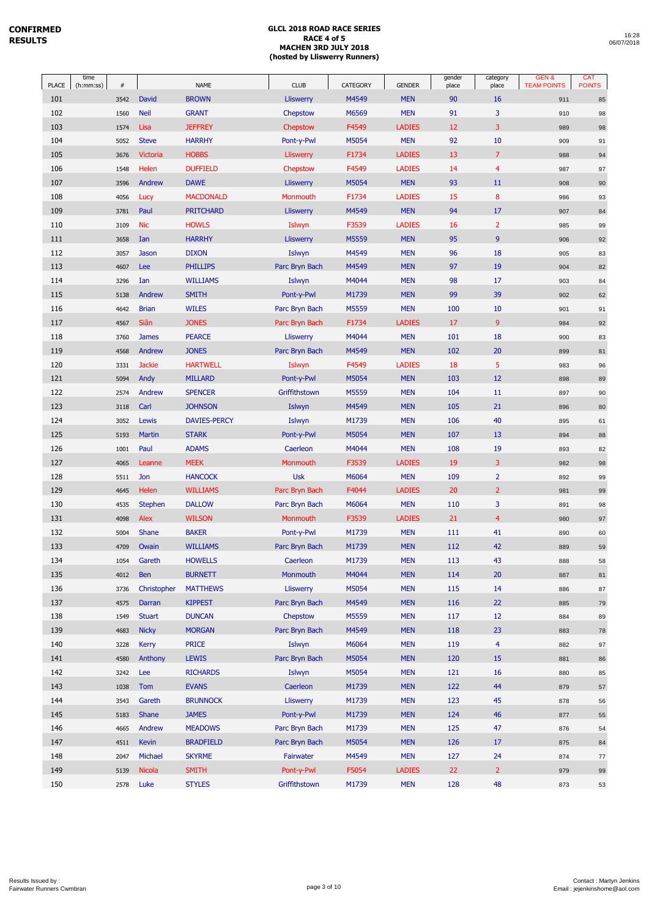**CONFIRMED RESULTS**

**GLCL 2018 ROAD RACE SERIES**
**RACE 4 of 5**
**MACHEN 3RD JULY 2018**
**(hosted by Lliswerry Runners)**

16:28
06/07/2018

| PLACE | time (h:mm:ss) | # | | NAME | CLUB | CATEGORY | GENDER | gender place | category place | GEN & TEAM POINTS | CAT POINTS |
|---|---|---|---|---|---|---|---|---|---|---|---|
| 101 | | 3542 | David | BROWN | Lliswerry | M4549 | MEN | 90 | 16 | 911 | 85 |
| 102 | | 1560 | Neil | GRANT | Chepstow | M6569 | MEN | 91 | 3 | 910 | 98 |
| 103 | | 1574 | Lisa | JEFFREY | Chepstow | F4549 | LADIES | 12 | 3 | 989 | 98 |
| 104 | | 5052 | Steve | HARRHY | Pont-y-Pwl | M5054 | MEN | 92 | 10 | 909 | 91 |
| 105 | | 3676 | Victoria | HOBBS | Lliswerry | F1734 | LADIES | 13 | 7 | 988 | 94 |
| 106 | | 1548 | Helen | DUFFIELD | Chepstow | F4549 | LADIES | 14 | 4 | 987 | 97 |
| 107 | | 3596 | Andrew | DAWE | Lliswerry | M5054 | MEN | 93 | 11 | 908 | 90 |
| 108 | | 4056 | Lucy | MACDONALD | Monmouth | F1734 | LADIES | 15 | 8 | 986 | 93 |
| 109 | | 3781 | Paul | PRITCHARD | Lliswerry | M4549 | MEN | 94 | 17 | 907 | 84 |
| 110 | | 3109 | Nic | HOWLS | Islwyn | F3539 | LADIES | 16 | 2 | 985 | 99 |
| 111 | | 3658 | Ian | HARRHY | Lliswerry | M5559 | MEN | 95 | 9 | 906 | 92 |
| 112 | | 3057 | Jason | DIXON | Islwyn | M4549 | MEN | 96 | 18 | 905 | 83 |
| 113 | | 4607 | Lee | PHILLIPS | Parc Bryn Bach | M4549 | MEN | 97 | 19 | 904 | 82 |
| 114 | | 3296 | Ian | WILLIAMS | Islwyn | M4044 | MEN | 98 | 17 | 903 | 84 |
| 115 | | 5138 | Andrew | SMITH | Pont-y-Pwl | M1739 | MEN | 99 | 39 | 902 | 62 |
| 116 | | 4642 | Brian | WILES | Parc Bryn Bach | M5559 | MEN | 100 | 10 | 901 | 91 |
| 117 | | 4567 | Siân | JONES | Parc Bryn Bach | F1734 | LADIES | 17 | 9 | 984 | 92 |
| 118 | | 3760 | James | PEARCE | Lliswerry | M4044 | MEN | 101 | 18 | 900 | 83 |
| 119 | | 4568 | Andrew | JONES | Parc Bryn Bach | M4549 | MEN | 102 | 20 | 899 | 81 |
| 120 | | 3331 | Jackie | HARTWELL | Islwyn | F4549 | LADIES | 18 | 5 | 983 | 96 |
| 121 | | 5094 | Andy | MILLARD | Pont-y-Pwl | M5054 | MEN | 103 | 12 | 898 | 89 |
| 122 | | 2574 | Andrew | SPENCER | Griffithstown | M5559 | MEN | 104 | 11 | 897 | 90 |
| 123 | | 3118 | Carl | JOHNSON | Islwyn | M4549 | MEN | 105 | 21 | 896 | 80 |
| 124 | | 3052 | Lewis | DAVIES-PERCY | Islwyn | M1739 | MEN | 106 | 40 | 895 | 61 |
| 125 | | 5193 | Martin | STARK | Pont-y-Pwl | M5054 | MEN | 107 | 13 | 894 | 88 |
| 126 | | 1001 | Paul | ADAMS | Caerleon | M4044 | MEN | 108 | 19 | 893 | 82 |
| 127 | | 4065 | Leanne | MEEK | Monmouth | F3539 | LADIES | 19 | 3 | 982 | 98 |
| 128 | | 5511 | Jon | HANCOCK | Usk | M6064 | MEN | 109 | 2 | 892 | 99 |
| 129 | | 4645 | Helen | WILLIAMS | Parc Bryn Bach | F4044 | LADIES | 20 | 2 | 981 | 99 |
| 130 | | 4535 | Stephen | DALLOW | Parc Bryn Bach | M6064 | MEN | 110 | 3 | 891 | 98 |
| 131 | | 4098 | Alex | WILSON | Monmouth | F3539 | LADIES | 21 | 4 | 980 | 97 |
| 132 | | 5004 | Shane | BAKER | Pont-y-Pwl | M1739 | MEN | 111 | 41 | 890 | 60 |
| 133 | | 4709 | Owain | WILLIAMS | Parc Bryn Bach | M1739 | MEN | 112 | 42 | 889 | 59 |
| 134 | | 1054 | Gareth | HOWELLS | Caerleon | M1739 | MEN | 113 | 43 | 888 | 58 |
| 135 | | 4012 | Ben | BURNETT | Monmouth | M4044 | MEN | 114 | 20 | 887 | 81 |
| 136 | | 3736 | Christopher | MATTHEWS | Lliswerry | M5054 | MEN | 115 | 14 | 886 | 87 |
| 137 | | 4575 | Darran | KIPPEST | Parc Bryn Bach | M4549 | MEN | 116 | 22 | 885 | 79 |
| 138 | | 1549 | Stuart | DUNCAN | Chepstow | M5559 | MEN | 117 | 12 | 884 | 89 |
| 139 | | 4683 | Nicky | MORGAN | Parc Bryn Bach | M4549 | MEN | 118 | 23 | 883 | 78 |
| 140 | | 3228 | Kerry | PRICE | Islwyn | M6064 | MEN | 119 | 4 | 882 | 97 |
| 141 | | 4580 | Anthony | LEWIS | Parc Bryn Bach | M5054 | MEN | 120 | 15 | 881 | 86 |
| 142 | | 3242 | Lee | RICHARDS | Islwyn | M5054 | MEN | 121 | 16 | 880 | 85 |
| 143 | | 1038 | Tom | EVANS | Caerleon | M1739 | MEN | 122 | 44 | 879 | 57 |
| 144 | | 3543 | Gareth | BRUNNOCK | Lliswerry | M1739 | MEN | 123 | 45 | 878 | 56 |
| 145 | | 5183 | Shane | JAMES | Pont-y-Pwl | M1739 | MEN | 124 | 46 | 877 | 55 |
| 146 | | 4665 | Andrew | MEADOWS | Parc Bryn Bach | M1739 | MEN | 125 | 47 | 876 | 54 |
| 147 | | 4511 | Kevin | BRADFIELD | Parc Bryn Bach | M5054 | MEN | 126 | 17 | 875 | 84 |
| 148 | | 2047 | Michael | SKYRME | Fairwater | M4549 | MEN | 127 | 24 | 874 | 77 |
| 149 | | 5139 | Nicola | SMITH | Pont-y-Pwl | F5054 | LADIES | 22 | 2 | 979 | 99 |
| 150 | | 2578 | Luke | STYLES | Griffithstown | M1739 | MEN | 128 | 48 | 873 | 53 |

Results Issued by :
Fairwater Runners Cwmbran

Contact : Martyn Jenkins
Email : jejenkinshome@aol.com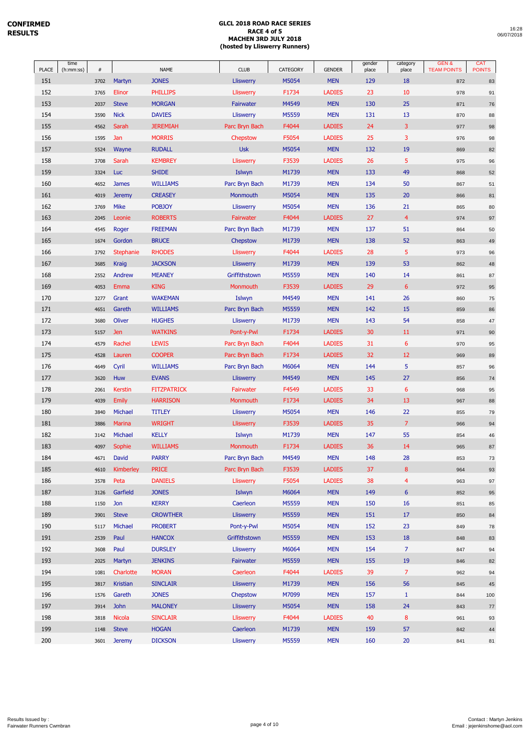**CONFIRMED RESULTS**

**GLCL 2018 ROAD RACE SERIES**
**RACE 4 of 5**
**MACHEN 3RD JULY 2018**
**(hosted by Lliswerry Runners)**

16:28
06/07/2018

| PLACE | time (h:mm:ss) | # | NAME | | CLUB | CATEGORY | GENDER | gender place | category place | GEN & TEAM POINTS | CAT POINTS |
|---|---|---|---|---|---|---|---|---|---|---|---|
| 151 | | 3702 | Martyn | JONES | Lliswerry | M5054 | MEN | 129 | 18 | 872 | 83 |
| 152 | | 3765 | Elinor | PHILLIPS | Lliswerry | F1734 | LADIES | 23 | 10 | 978 | 91 |
| 153 | | 2037 | Steve | MORGAN | Fairwater | M4549 | MEN | 130 | 25 | 871 | 76 |
| 154 | | 3590 | Nick | DAVIES | Lliswerry | M5559 | MEN | 131 | 13 | 870 | 88 |
| 155 | | 4562 | Sarah | JEREMIAH | Parc Bryn Bach | F4044 | LADIES | 24 | 3 | 977 | 98 |
| 156 | | 1595 | Jan | MORRIS | Chepstow | F5054 | LADIES | 25 | 3 | 976 | 98 |
| 157 | | 5524 | Wayne | RUDALL | Usk | M5054 | MEN | 132 | 19 | 869 | 82 |
| 158 | | 3708 | Sarah | KEMBREY | Lliswerry | F3539 | LADIES | 26 | 5 | 975 | 96 |
| 159 | | 3324 | Luc | SHIDE | Islwyn | M1739 | MEN | 133 | 49 | 868 | 52 |
| 160 | | 4652 | James | WILLIAMS | Parc Bryn Bach | M1739 | MEN | 134 | 50 | 867 | 51 |
| 161 | | 4019 | Jeremy | CREASEY | Monmouth | M5054 | MEN | 135 | 20 | 866 | 81 |
| 162 | | 3769 | Mike | POBJOY | Lliswerry | M5054 | MEN | 136 | 21 | 865 | 80 |
| 163 | | 2045 | Leonie | ROBERTS | Fairwater | F4044 | LADIES | 27 | 4 | 974 | 97 |
| 164 | | 4545 | Roger | FREEMAN | Parc Bryn Bach | M1739 | MEN | 137 | 51 | 864 | 50 |
| 165 | | 1674 | Gordon | BRUCE | Chepstow | M1739 | MEN | 138 | 52 | 863 | 49 |
| 166 | | 3792 | Stephanie | RHODES | Lliswerry | F4044 | LADIES | 28 | 5 | 973 | 96 |
| 167 | | 3685 | Kraig | JACKSON | Lliswerry | M1739 | MEN | 139 | 53 | 862 | 48 |
| 168 | | 2552 | Andrew | MEANEY | Griffithstown | M5559 | MEN | 140 | 14 | 861 | 87 |
| 169 | | 4053 | Emma | KING | Monmouth | F3539 | LADIES | 29 | 6 | 972 | 95 |
| 170 | | 3277 | Grant | WAKEMAN | Islwyn | M4549 | MEN | 141 | 26 | 860 | 75 |
| 171 | | 4651 | Gareth | WILLIAMS | Parc Bryn Bach | M5559 | MEN | 142 | 15 | 859 | 86 |
| 172 | | 3680 | Oliver | HUGHES | Lliswerry | M1739 | MEN | 143 | 54 | 858 | 47 |
| 173 | | 5157 | Jen | WATKINS | Pont-y-Pwl | F1734 | LADIES | 30 | 11 | 971 | 90 |
| 174 | | 4579 | Rachel | LEWIS | Parc Bryn Bach | F4044 | LADIES | 31 | 6 | 970 | 95 |
| 175 | | 4528 | Lauren | COOPER | Parc Bryn Bach | F1734 | LADIES | 32 | 12 | 969 | 89 |
| 176 | | 4649 | Cyril | WILLIAMS | Parc Bryn Bach | M6064 | MEN | 144 | 5 | 857 | 96 |
| 177 | | 3620 | Huw | EVANS | Lliswerry | M4549 | MEN | 145 | 27 | 856 | 74 |
| 178 | | 2061 | Kerstin | FITZPATRICK | Fairwater | F4549 | LADIES | 33 | 6 | 968 | 95 |
| 179 | | 4039 | Emily | HARRISON | Monmouth | F1734 | LADIES | 34 | 13 | 967 | 88 |
| 180 | | 3840 | Michael | TITLEY | Lliswerry | M5054 | MEN | 146 | 22 | 855 | 79 |
| 181 | | 3886 | Marina | WRIGHT | Lliswerry | F3539 | LADIES | 35 | 7 | 966 | 94 |
| 182 | | 3142 | Michael | KELLY | Islwyn | M1739 | MEN | 147 | 55 | 854 | 46 |
| 183 | | 4097 | Sophie | WILLIAMS | Monmouth | F1734 | LADIES | 36 | 14 | 965 | 87 |
| 184 | | 4671 | David | PARRY | Parc Bryn Bach | M4549 | MEN | 148 | 28 | 853 | 73 |
| 185 | | 4610 | Kimberley | PRICE | Parc Bryn Bach | F3539 | LADIES | 37 | 8 | 964 | 93 |
| 186 | | 3578 | Peta | DANIELS | Lliswerry | F5054 | LADIES | 38 | 4 | 963 | 97 |
| 187 | | 3126 | Garfield | JONES | Islwyn | M6064 | MEN | 149 | 6 | 852 | 95 |
| 188 | | 1150 | Jon | KERRY | Caerleon | M5559 | MEN | 150 | 16 | 851 | 85 |
| 189 | | 3901 | Steve | CROWTHER | Lliswerry | M5559 | MEN | 151 | 17 | 850 | 84 |
| 190 | | 5117 | Michael | PROBERT | Pont-y-Pwl | M5054 | MEN | 152 | 23 | 849 | 78 |
| 191 | | 2539 | Paul | HANCOX | Griffithstown | M5559 | MEN | 153 | 18 | 848 | 83 |
| 192 | | 3608 | Paul | DURSLEY | Lliswerry | M6064 | MEN | 154 | 7 | 847 | 94 |
| 193 | | 2025 | Martyn | JENKINS | Fairwater | M5559 | MEN | 155 | 19 | 846 | 82 |
| 194 | | 1081 | Charlotte | MORAN | Caerleon | F4044 | LADIES | 39 | 7 | 962 | 94 |
| 195 | | 3817 | Kristian | SINCLAIR | Lliswerry | M1739 | MEN | 156 | 56 | 845 | 45 |
| 196 | | 1576 | Gareth | JONES | Chepstow | M7099 | MEN | 157 | 1 | 844 | 100 |
| 197 | | 3914 | John | MALONEY | Lliswerry | M5054 | MEN | 158 | 24 | 843 | 77 |
| 198 | | 3818 | Nicola | SINCLAIR | Lliswerry | F4044 | LADIES | 40 | 8 | 961 | 93 |
| 199 | | 1148 | Steve | HOGAN | Caerleon | M1739 | MEN | 159 | 57 | 842 | 44 |
| 200 | | 3601 | Jeremy | DICKSON | Lliswerry | M5559 | MEN | 160 | 20 | 841 | 81 |

Results Issued by :
Fairwater Runners Cwmbran

Contact : Martyn Jenkins
Email : jejenkinshome@aol.com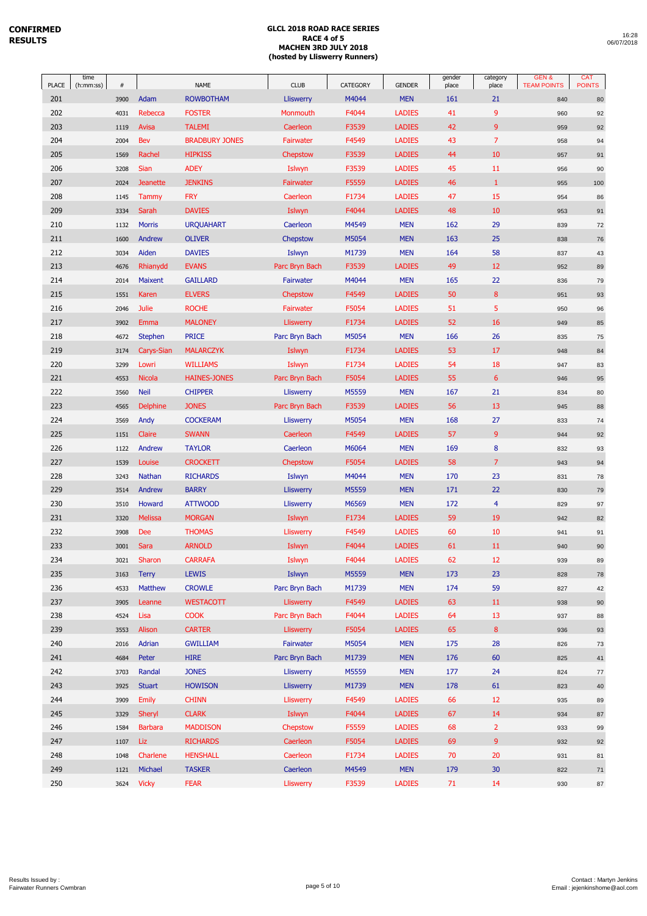**CONFIRMED RESULTS**

**GLCL 2018 ROAD RACE SERIES**
**RACE 4 of 5**
**MACHEN 3RD JULY 2018**
**(hosted by Lliswerry Runners)**

16:28
06/07/2018

| PLACE | time (h:mm:ss) | # | | NAME | CLUB | CATEGORY | GENDER | gender place | category place | GEN & TEAM POINTS | CAT POINTS |
|---|---|---|---|---|---|---|---|---|---|---|---|
| 201 | | 3900 | Adam | ROWBOTHAM | Lliswerry | M4044 | MEN | 161 | 21 | 840 | 80 |
| 202 | | 4031 | Rebecca | FOSTER | Monmouth | F4044 | LADIES | 41 | 9 | 960 | 92 |
| 203 | | 1119 | Avisa | TALEMI | Caerleon | F3539 | LADIES | 42 | 9 | 959 | 92 |
| 204 | | 2004 | Bev | BRADBURY JONES | Fairwater | F4549 | LADIES | 43 | 7 | 958 | 94 |
| 205 | | 1569 | Rachel | HIPKISS | Chepstow | F3539 | LADIES | 44 | 10 | 957 | 91 |
| 206 | | 3208 | Sian | ADEY | Islwyn | F3539 | LADIES | 45 | 11 | 956 | 90 |
| 207 | | 2024 | Jeanette | JENKINS | Fairwater | F5559 | LADIES | 46 | 1 | 955 | 100 |
| 208 | | 1145 | Tammy | FRY | Caerleon | F1734 | LADIES | 47 | 15 | 954 | 86 |
| 209 | | 3334 | Sarah | DAVIES | Islwyn | F4044 | LADIES | 48 | 10 | 953 | 91 |
| 210 | | 1132 | Morris | URQUAHART | Caerleon | M4549 | MEN | 162 | 29 | 839 | 72 |
| 211 | | 1600 | Andrew | OLIVER | Chepstow | M5054 | MEN | 163 | 25 | 838 | 76 |
| 212 | | 3034 | Aiden | DAVIES | Islwyn | M1739 | MEN | 164 | 58 | 837 | 43 |
| 213 | | 4676 | Rhianydd | EVANS | Parc Bryn Bach | F3539 | LADIES | 49 | 12 | 952 | 89 |
| 214 | | 2014 | Maixent | GAILLARD | Fairwater | M4044 | MEN | 165 | 22 | 836 | 79 |
| 215 | | 1551 | Karen | ELVERS | Chepstow | F4549 | LADIES | 50 | 8 | 951 | 93 |
| 216 | | 2046 | Julie | ROCHE | Fairwater | F5054 | LADIES | 51 | 5 | 950 | 96 |
| 217 | | 3902 | Emma | MALONEY | Lliswerry | F1734 | LADIES | 52 | 16 | 949 | 85 |
| 218 | | 4672 | Stephen | PRICE | Parc Bryn Bach | M5054 | MEN | 166 | 26 | 835 | 75 |
| 219 | | 3174 | Carys-Sian | MALARCZYK | Islwyn | F1734 | LADIES | 53 | 17 | 948 | 84 |
| 220 | | 3299 | Lowri | WILLIAMS | Islwyn | F1734 | LADIES | 54 | 18 | 947 | 83 |
| 221 | | 4553 | Nicola | HAINES-JONES | Parc Bryn Bach | F5054 | LADIES | 55 | 6 | 946 | 95 |
| 222 | | 3560 | Neil | CHIPPER | Lliswerry | M5559 | MEN | 167 | 21 | 834 | 80 |
| 223 | | 4565 | Delphine | JONES | Parc Bryn Bach | F3539 | LADIES | 56 | 13 | 945 | 88 |
| 224 | | 3569 | Andy | COCKERAM | Lliswerry | M5054 | MEN | 168 | 27 | 833 | 74 |
| 225 | | 1151 | Claire | SWANN | Caerleon | F4549 | LADIES | 57 | 9 | 944 | 92 |
| 226 | | 1122 | Andrew | TAYLOR | Caerleon | M6064 | MEN | 169 | 8 | 832 | 93 |
| 227 | | 1539 | Louise | CROCKETT | Chepstow | F5054 | LADIES | 58 | 7 | 943 | 94 |
| 228 | | 3243 | Nathan | RICHARDS | Islwyn | M4044 | MEN | 170 | 23 | 831 | 78 |
| 229 | | 3514 | Andrew | BARRY | Lliswerry | M5559 | MEN | 171 | 22 | 830 | 79 |
| 230 | | 3510 | Howard | ATTWOOD | Lliswerry | M6569 | MEN | 172 | 4 | 829 | 97 |
| 231 | | 3320 | Melissa | MORGAN | Islwyn | F1734 | LADIES | 59 | 19 | 942 | 82 |
| 232 | | 3908 | Dee | THOMAS | Lliswerry | F4549 | LADIES | 60 | 10 | 941 | 91 |
| 233 | | 3001 | Sara | ARNOLD | Islwyn | F4044 | LADIES | 61 | 11 | 940 | 90 |
| 234 | | 3021 | Sharon | CARRAFA | Islwyn | F4044 | LADIES | 62 | 12 | 939 | 89 |
| 235 | | 3163 | Terry | LEWIS | Islwyn | M5559 | MEN | 173 | 23 | 828 | 78 |
| 236 | | 4533 | Matthew | CROWLE | Parc Bryn Bach | M1739 | MEN | 174 | 59 | 827 | 42 |
| 237 | | 3905 | Leanne | WESTACOTT | Lliswerry | F4549 | LADIES | 63 | 11 | 938 | 90 |
| 238 | | 4524 | Lisa | COOK | Parc Bryn Bach | F4044 | LADIES | 64 | 13 | 937 | 88 |
| 239 | | 3553 | Alison | CARTER | Lliswerry | F5054 | LADIES | 65 | 8 | 936 | 93 |
| 240 | | 2016 | Adrian | GWILLIAM | Fairwater | M5054 | MEN | 175 | 28 | 826 | 73 |
| 241 | | 4684 | Peter | HIRE | Parc Bryn Bach | M1739 | MEN | 176 | 60 | 825 | 41 |
| 242 | | 3703 | Randal | JONES | Lliswerry | M5559 | MEN | 177 | 24 | 824 | 77 |
| 243 | | 3925 | Stuart | HOWISON | Lliswerry | M1739 | MEN | 178 | 61 | 823 | 40 |
| 244 | | 3909 | Emily | CHINN | Lliswerry | F4549 | LADIES | 66 | 12 | 935 | 89 |
| 245 | | 3329 | Sheryl | CLARK | Islwyn | F4044 | LADIES | 67 | 14 | 934 | 87 |
| 246 | | 1584 | Barbara | MADDISON | Chepstow | F5559 | LADIES | 68 | 2 | 933 | 99 |
| 247 | | 1107 | Liz | RICHARDS | Caerleon | F5054 | LADIES | 69 | 9 | 932 | 92 |
| 248 | | 1048 | Charlene | HENSHALL | Caerleon | F1734 | LADIES | 70 | 20 | 931 | 81 |
| 249 | | 1121 | Michael | TASKER | Caerleon | M4549 | MEN | 179 | 30 | 822 | 71 |
| 250 | | 3624 | Vicky | FEAR | Lliswerry | F3539 | LADIES | 71 | 14 | 930 | 87 |

Results Issued by :
Fairwater Runners Cwmbran

Contact : Martyn Jenkins
Email : jejenkinshome@aol.com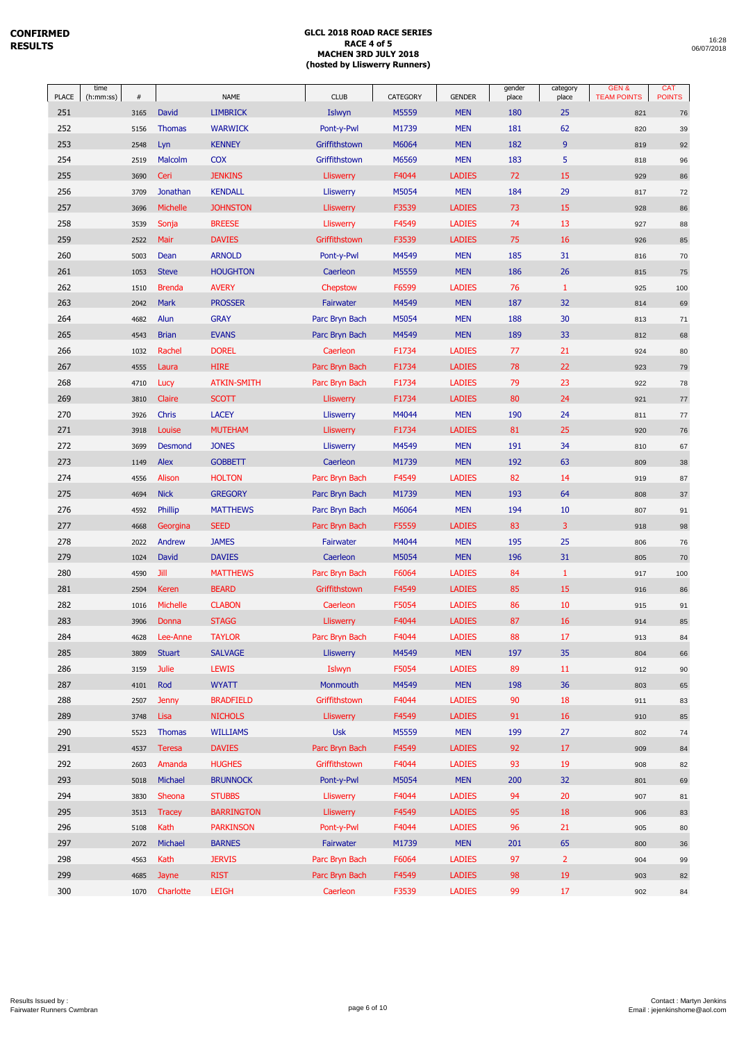**CONFIRMED RESULTS**

**GLCL 2018 ROAD RACE SERIES**
**RACE 4 of 5**
**MACHEN 3RD JULY 2018**
**(hosted by Lliswerry Runners)**

16:28
06/07/2018

| PLACE | time (h:mm:ss) | # | | NAME | CLUB | CATEGORY | GENDER | gender place | category place | GEN & TEAM POINTS | CAT POINTS |
|---|---|---|---|---|---|---|---|---|---|---|---|
| 251 | | 3165 | David | LIMBRICK | Islwyn | M5559 | MEN | 180 | 25 | 821 | 76 |
| 252 | | 5156 | Thomas | WARWICK | Pont-y-Pwl | M1739 | MEN | 181 | 62 | 820 | 39 |
| 253 | | 2548 | Lyn | KENNEY | Griffithstown | M6064 | MEN | 182 | 9 | 819 | 92 |
| 254 | | 2519 | Malcolm | COX | Griffithstown | M6569 | MEN | 183 | 5 | 818 | 96 |
| 255 | | 3690 | Ceri | JENKINS | Lliswerry | F4044 | LADIES | 72 | 15 | 929 | 86 |
| 256 | | 3709 | Jonathan | KENDALL | Lliswerry | M5054 | MEN | 184 | 29 | 817 | 72 |
| 257 | | 3696 | Michelle | JOHNSTON | Lliswerry | F3539 | LADIES | 73 | 15 | 928 | 86 |
| 258 | | 3539 | Sonja | BREESE | Lliswerry | F4549 | LADIES | 74 | 13 | 927 | 88 |
| 259 | | 2522 | Mair | DAVIES | Griffithstown | F3539 | LADIES | 75 | 16 | 926 | 85 |
| 260 | | 5003 | Dean | ARNOLD | Pont-y-Pwl | M4549 | MEN | 185 | 31 | 816 | 70 |
| 261 | | 1053 | Steve | HOUGHTON | Caerleon | M5559 | MEN | 186 | 26 | 815 | 75 |
| 262 | | 1510 | Brenda | AVERY | Chepstow | F6599 | LADIES | 76 | 1 | 925 | 100 |
| 263 | | 2042 | Mark | PROSSER | Fairwater | M4549 | MEN | 187 | 32 | 814 | 69 |
| 264 | | 4682 | Alun | GRAY | Parc Bryn Bach | M5054 | MEN | 188 | 30 | 813 | 71 |
| 265 | | 4543 | Brian | EVANS | Parc Bryn Bach | M4549 | MEN | 189 | 33 | 812 | 68 |
| 266 | | 1032 | Rachel | DOREL | Caerleon | F1734 | LADIES | 77 | 21 | 924 | 80 |
| 267 | | 4555 | Laura | HIRE | Parc Bryn Bach | F1734 | LADIES | 78 | 22 | 923 | 79 |
| 268 | | 4710 | Lucy | ATKIN-SMITH | Parc Bryn Bach | F1734 | LADIES | 79 | 23 | 922 | 78 |
| 269 | | 3810 | Claire | SCOTT | Lliswerry | F1734 | LADIES | 80 | 24 | 921 | 77 |
| 270 | | 3926 | Chris | LACEY | Lliswerry | M4044 | MEN | 190 | 24 | 811 | 77 |
| 271 | | 3918 | Louise | MUTEHAM | Lliswerry | F1734 | LADIES | 81 | 25 | 920 | 76 |
| 272 | | 3699 | Desmond | JONES | Lliswerry | M4549 | MEN | 191 | 34 | 810 | 67 |
| 273 | | 1149 | Alex | GOBBETT | Caerleon | M1739 | MEN | 192 | 63 | 809 | 38 |
| 274 | | 4556 | Alison | HOLTON | Parc Bryn Bach | F4549 | LADIES | 82 | 14 | 919 | 87 |
| 275 | | 4694 | Nick | GREGORY | Parc Bryn Bach | M1739 | MEN | 193 | 64 | 808 | 37 |
| 276 | | 4592 | Phillip | MATTHEWS | Parc Bryn Bach | M6064 | MEN | 194 | 10 | 807 | 91 |
| 277 | | 4668 | Georgina | SEED | Parc Bryn Bach | F5559 | LADIES | 83 | 3 | 918 | 98 |
| 278 | | 2022 | Andrew | JAMES | Fairwater | M4044 | MEN | 195 | 25 | 806 | 76 |
| 279 | | 1024 | David | DAVIES | Caerleon | M5054 | MEN | 196 | 31 | 805 | 70 |
| 280 | | 4590 | Jill | MATTHEWS | Parc Bryn Bach | F6064 | LADIES | 84 | 1 | 917 | 100 |
| 281 | | 2504 | Keren | BEARD | Griffithstown | F4549 | LADIES | 85 | 15 | 916 | 86 |
| 282 | | 1016 | Michelle | CLABON | Caerleon | F5054 | LADIES | 86 | 10 | 915 | 91 |
| 283 | | 3906 | Donna | STAGG | Lliswerry | F4044 | LADIES | 87 | 16 | 914 | 85 |
| 284 | | 4628 | Lee-Anne | TAYLOR | Parc Bryn Bach | F4044 | LADIES | 88 | 17 | 913 | 84 |
| 285 | | 3809 | Stuart | SALVAGE | Lliswerry | M4549 | MEN | 197 | 35 | 804 | 66 |
| 286 | | 3159 | Julie | LEWIS | Islwyn | F5054 | LADIES | 89 | 11 | 912 | 90 |
| 287 | | 4101 | Rod | WYATT | Monmouth | M4549 | MEN | 198 | 36 | 803 | 65 |
| 288 | | 2507 | Jenny | BRADFIELD | Griffithstown | F4044 | LADIES | 90 | 18 | 911 | 83 |
| 289 | | 3748 | Lisa | NICHOLS | Lliswerry | F4549 | LADIES | 91 | 16 | 910 | 85 |
| 290 | | 5523 | Thomas | WILLIAMS | Usk | M5559 | MEN | 199 | 27 | 802 | 74 |
| 291 | | 4537 | Teresa | DAVIES | Parc Bryn Bach | F4549 | LADIES | 92 | 17 | 909 | 84 |
| 292 | | 2603 | Amanda | HUGHES | Griffithstown | F4044 | LADIES | 93 | 19 | 908 | 82 |
| 293 | | 5018 | Michael | BRUNNOCK | Pont-y-Pwl | M5054 | MEN | 200 | 32 | 801 | 69 |
| 294 | | 3830 | Sheona | STUBBS | Lliswerry | F4044 | LADIES | 94 | 20 | 907 | 81 |
| 295 | | 3513 | Tracey | BARRINGTON | Lliswerry | F4549 | LADIES | 95 | 18 | 906 | 83 |
| 296 | | 5108 | Kath | PARKINSON | Pont-y-Pwl | F4044 | LADIES | 96 | 21 | 905 | 80 |
| 297 | | 2072 | Michael | BARNES | Fairwater | M1739 | MEN | 201 | 65 | 800 | 36 |
| 298 | | 4563 | Kath | JERVIS | Parc Bryn Bach | F6064 | LADIES | 97 | 2 | 904 | 99 |
| 299 | | 4685 | Jayne | RIST | Parc Bryn Bach | F4549 | LADIES | 98 | 19 | 903 | 82 |
| 300 | | 1070 | Charlotte | LEIGH | Caerleon | F3539 | LADIES | 99 | 17 | 902 | 84 |

Results Issued by : Fairwater Runners Cwmbran

Contact : Martyn Jenkins
Email : jejenkinshome@aol.com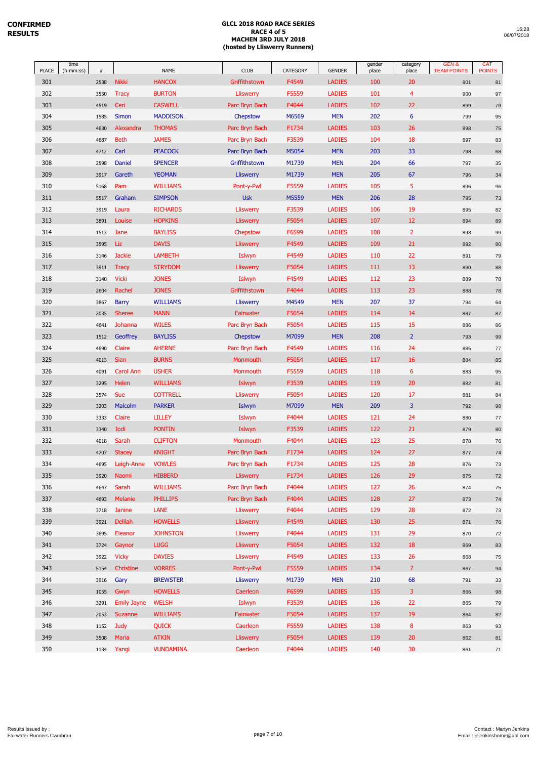**CONFIRMED RESULTS**

# GLCL 2018 ROAD RACE SERIES
## RACE 4 of 5
## MACHEN 3RD JULY 2018
## (hosted by Lliswerry Runners)

16:28
06/07/2018

| PLACE | time (h:mm:ss) | # | NAME | | CLUB | CATEGORY | GENDER | gender place | category place | GEN & TEAM POINTS | CAT POINTS |
|---|---|---|---|---|---|---|---|---|---|---|---|
| 301 | | 2538 | Nikki | HANCOX | Griffithstown | F4549 | LADIES | 100 | 20 | 901 | 81 |
| 302 | | 3550 | Tracy | BURTON | Lliswerry | F5559 | LADIES | 101 | 4 | 900 | 97 |
| 303 | | 4519 | Ceri | CASWELL | Parc Bryn Bach | F4044 | LADIES | 102 | 22 | 899 | 79 |
| 304 | | 1585 | Simon | MADDISON | Chepstow | M6569 | MEN | 202 | 6 | 799 | 95 |
| 305 | | 4630 | Alexandra | THOMAS | Parc Bryn Bach | F1734 | LADIES | 103 | 26 | 898 | 75 |
| 306 | | 4687 | Beth | JAMES | Parc Bryn Bach | F3539 | LADIES | 104 | 18 | 897 | 83 |
| 307 | | 4712 | Carl | PEACOCK | Parc Bryn Bach | M5054 | MEN | 203 | 33 | 798 | 68 |
| 308 | | 2598 | Daniel | SPENCER | Griffithstown | M1739 | MEN | 204 | 66 | 797 | 35 |
| 309 | | 3917 | Gareth | YEOMAN | Lliswerry | M1739 | MEN | 205 | 67 | 796 | 34 |
| 310 | | 5168 | Pam | WILLIAMS | Pont-y-Pwl | F5559 | LADIES | 105 | 5 | 896 | 96 |
| 311 | | 5517 | Graham | SIMPSON | Usk | M5559 | MEN | 206 | 28 | 795 | 73 |
| 312 | | 3919 | Laura | RICHARDS | Lliswerry | F3539 | LADIES | 106 | 19 | 895 | 82 |
| 313 | | 3891 | Louise | HOPKINS | Lliswerry | F5054 | LADIES | 107 | 12 | 894 | 89 |
| 314 | | 1513 | Jane | BAYLISS | Chepstow | F6599 | LADIES | 108 | 2 | 893 | 99 |
| 315 | | 3595 | Liz | DAVIS | Lliswerry | F4549 | LADIES | 109 | 21 | 892 | 80 |
| 316 | | 3146 | Jackie | LAMBETH | Islwyn | F4549 | LADIES | 110 | 22 | 891 | 79 |
| 317 | | 3911 | Tracy | STRYDOM | Lliswerry | F5054 | LADIES | 111 | 13 | 890 | 88 |
| 318 | | 3140 | Vicki | JONES | Islwyn | F4549 | LADIES | 112 | 23 | 889 | 78 |
| 319 | | 2604 | Rachel | JONES | Griffithstown | F4044 | LADIES | 113 | 23 | 888 | 78 |
| 320 | | 3867 | Barry | WILLIAMS | Lliswerry | M4549 | MEN | 207 | 37 | 794 | 64 |
| 321 | | 2035 | Sheree | MANN | Fairwater | F5054 | LADIES | 114 | 14 | 887 | 87 |
| 322 | | 4641 | Johanna | WILES | Parc Bryn Bach | F5054 | LADIES | 115 | 15 | 886 | 86 |
| 323 | | 1512 | Geoffrey | BAYLISS | Chepstow | M7099 | MEN | 208 | 2 | 793 | 99 |
| 324 | | 4690 | Claire | AHERNE | Parc Bryn Bach | F4549 | LADIES | 116 | 24 | 885 | 77 |
| 325 | | 4013 | Sian | BURNS | Monmouth | F5054 | LADIES | 117 | 16 | 884 | 85 |
| 326 | | 4091 | Carol Ann | USHER | Monmouth | F5559 | LADIES | 118 | 6 | 883 | 95 |
| 327 | | 3295 | Helen | WILLIAMS | Islwyn | F3539 | LADIES | 119 | 20 | 882 | 81 |
| 328 | | 3574 | Sue | COTTRELL | Lliswerry | F5054 | LADIES | 120 | 17 | 881 | 84 |
| 329 | | 3203 | Malcolm | PARKER | Islwyn | M7099 | MEN | 209 | 3 | 792 | 98 |
| 330 | | 3333 | Claire | LILLEY | Islwyn | F4044 | LADIES | 121 | 24 | 880 | 77 |
| 331 | | 3340 | Jodi | PONTIN | Islwyn | F3539 | LADIES | 122 | 21 | 879 | 80 |
| 332 | | 4018 | Sarah | CLIFTON | Monmouth | F4044 | LADIES | 123 | 25 | 878 | 76 |
| 333 | | 4707 | Stacey | KNIGHT | Parc Bryn Bach | F1734 | LADIES | 124 | 27 | 877 | 74 |
| 334 | | 4695 | Leigh-Anne | VOWLES | Parc Bryn Bach | F1734 | LADIES | 125 | 28 | 876 | 73 |
| 335 | | 3920 | Naomi | HIBBERD | Lliswerry | F1734 | LADIES | 126 | 29 | 875 | 72 |
| 336 | | 4647 | Sarah | WILLIAMS | Parc Bryn Bach | F4044 | LADIES | 127 | 26 | 874 | 75 |
| 337 | | 4693 | Melanie | PHILLIPS | Parc Bryn Bach | F4044 | LADIES | 128 | 27 | 873 | 74 |
| 338 | | 3718 | Janine | LANE | Lliswerry | F4044 | LADIES | 129 | 28 | 872 | 73 |
| 339 | | 3921 | Delilah | HOWELLS | Lliswerry | F4549 | LADIES | 130 | 25 | 871 | 76 |
| 340 | | 3695 | Eleanor | JOHNSTON | Lliswerry | F4044 | LADIES | 131 | 29 | 870 | 72 |
| 341 | | 3724 | Gaynor | LUGG | Lliswerry | F5054 | LADIES | 132 | 18 | 869 | 83 |
| 342 | | 3922 | Vicky | DAVIES | Lliswerry | F4549 | LADIES | 133 | 26 | 868 | 75 |
| 343 | | 5154 | Christine | VORRES | Pont-y-Pwl | F5559 | LADIES | 134 | 7 | 867 | 94 |
| 344 | | 3916 | Gary | BREWSTER | Lliswerry | M1739 | MEN | 210 | 68 | 791 | 33 |
| 345 | | 1055 | Gwyn | HOWELLS | Caerleon | F6599 | LADIES | 135 | 3 | 866 | 98 |
| 346 | | 3291 | Emily Jayne | WELSH | Islwyn | F3539 | LADIES | 136 | 22 | 865 | 79 |
| 347 | | 2053 | Suzanne | WILLIAMS | Fairwater | F5054 | LADIES | 137 | 19 | 864 | 82 |
| 348 | | 1152 | Judy | QUICK | Caerleon | F5559 | LADIES | 138 | 8 | 863 | 93 |
| 349 | | 3508 | Maria | ATKIN | Lliswerry | F5054 | LADIES | 139 | 20 | 862 | 81 |
| 350 | | 1134 | Yangi | VUNDAMINA | Caerleon | F4044 | LADIES | 140 | 30 | 861 | 71 |

Results Issued by :
Fairwater Runners Cwmbran

Contact : Martyn Jenkins
Email : jejenkinshome@aol.com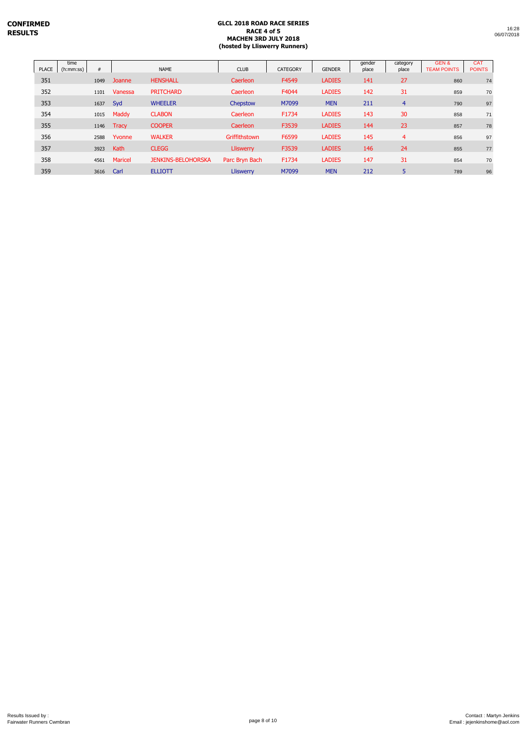**CONFIRMED RESULTS**

**GLCL 2018 ROAD RACE SERIES**
**RACE 4 of 5**
**MACHEN 3RD JULY 2018**
**(hosted by Lliswerry Runners)**

16:28
06/07/2018

| PLACE | time (h:mm:ss) | # | | NAME | CLUB | CATEGORY | GENDER | gender place | category place | GEN & TEAM POINTS | CAT POINTS |
|---|---|---|---|---|---|---|---|---|---|---|---|
| 351 | | 1049 | Joanne | HENSHALL | Caerleon | F4549 | LADIES | 141 | 27 | 860 | 74 |
| 352 | | 1101 | Vanessa | PRITCHARD | Caerleon | F4044 | LADIES | 142 | 31 | 859 | 70 |
| 353 | | 1637 | Syd | WHEELER | Chepstow | M7099 | MEN | 211 | 4 | 790 | 97 |
| 354 | | 1015 | Maddy | CLABON | Caerleon | F1734 | LADIES | 143 | 30 | 858 | 71 |
| 355 | | 1146 | Tracy | COOPER | Caerleon | F3539 | LADIES | 144 | 23 | 857 | 78 |
| 356 | | 2588 | Yvonne | WALKER | Griffithstown | F6599 | LADIES | 145 | 4 | 856 | 97 |
| 357 | | 3923 | Kath | CLEGG | Lliswerry | F3539 | LADIES | 146 | 24 | 855 | 77 |
| 358 | | 4561 | Maricel | JENKINS-BELOHORSKA | Parc Bryn Bach | F1734 | LADIES | 147 | 31 | 854 | 70 |
| 359 | | 3616 | Carl | ELLIOTT | Lliswerry | M7099 | MEN | 212 | 5 | 789 | 96 |

Results Issued by :
Fairwater Runners Cwmbran

Contact : Martyn Jenkins
Email : jejenkinshome@aol.com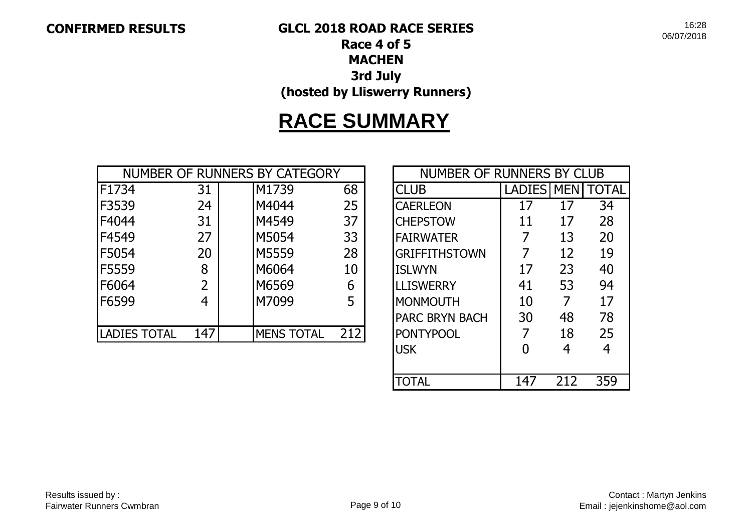**CONFIRMED RESULTS**

**GLCL 2018 ROAD RACE SERIES**
**Race 4 of 5**
**MACHEN**
**3rd July**
**(hosted by Lliswerry Runners)**

16:28
06/07/2018

# RACE SUMMARY

| NUMBER OF RUNNERS BY CATEGORY | | | | |
|---|---|---|---|---|
| F1734 | 31 | | M1739 | 68 |
| F3539 | 24 | | M4044 | 25 |
| F4044 | 31 | | M4549 | 37 |
| F4549 | 27 | | M5054 | 33 |
| F5054 | 20 | | M5559 | 28 |
| F5559 | 8 | | M6064 | 10 |
| F6064 | 2 | | M6569 | 6 |
| F6599 | 4 | | M7099 | 5 |
| | | | | |
| LADIES TOTAL | 147 | | MENS TOTAL | 212 |

| NUMBER OF RUNNERS BY CLUB | | | |
|---|---|---|---|
| CLUB | LADIES | MEN | TOTAL |
| CAERLEON | 17 | 17 | 34 |
| CHEPSTOW | 11 | 17 | 28 |
| FAIRWATER | 7 | 13 | 20 |
| GRIFFITHSTOWN | 7 | 12 | 19 |
| ISLWYN | 17 | 23 | 40 |
| LLISWERRY | 41 | 53 | 94 |
| MONMOUTH | 10 | 7 | 17 |
| PARC BRYN BACH | 30 | 48 | 78 |
| PONTYPOOL | 7 | 18 | 25 |
| USK | 0 | 4 | 4 |
| | | | |
| TOTAL | 147 | 212 | 359 |

Results issued by :
Fairwater Runners Cwmbran

Contact : Martyn Jenkins
Email : jejenkinshome@aol.com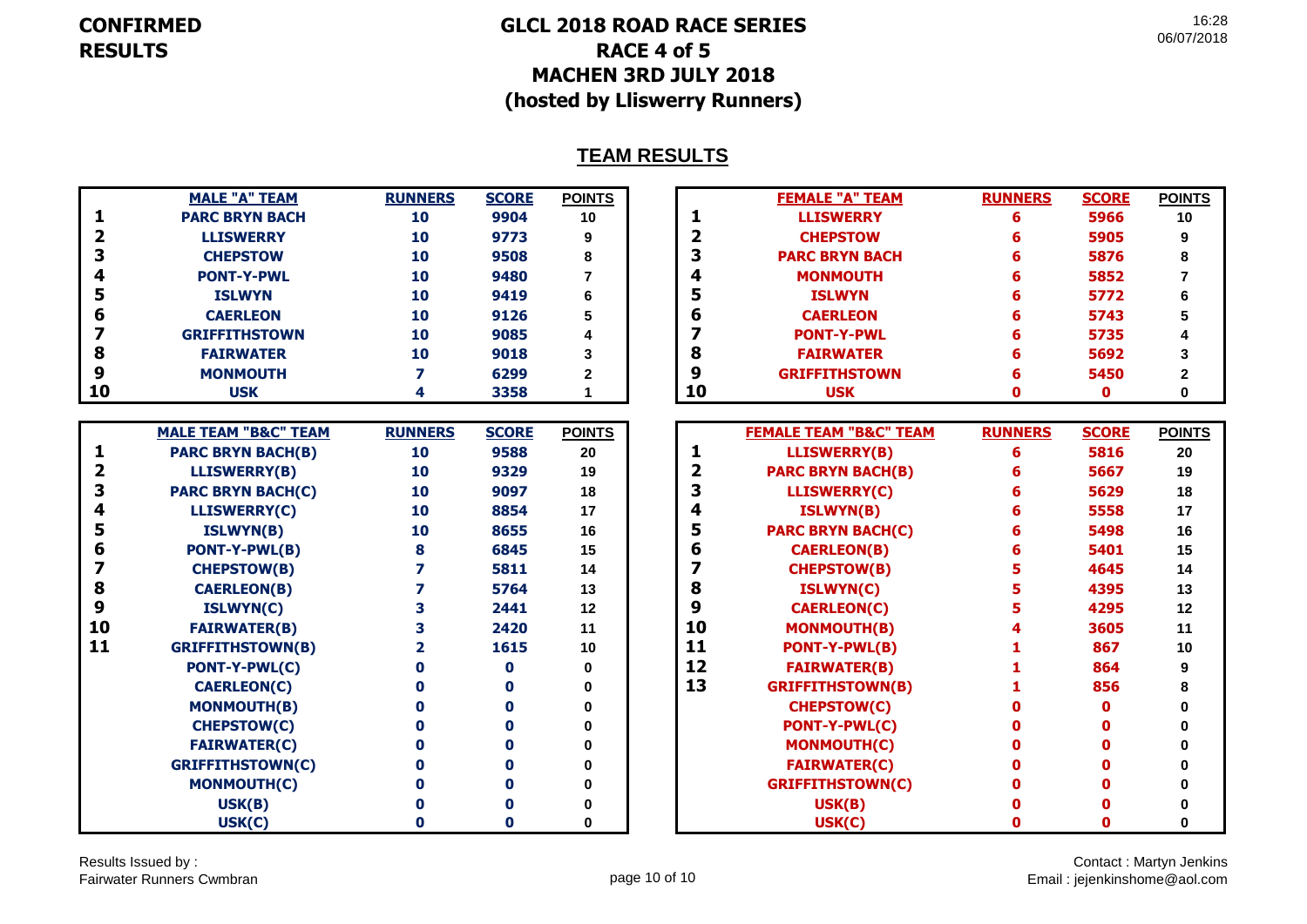**CONFIRMED RESULTS**

# GLCL 2018 ROAD RACE SERIES
## RACE 4 of 5
## MACHEN 3RD JULY 2018
## (hosted by Lliswerry Runners)

16:28
06/07/2018

### TEAM RESULTS

| | MALE "A" TEAM | RUNNERS | SCORE | POINTS |
|---|---|---|---|---|
| 1 | PARC BRYN BACH | 10 | 9904 | 10 |
| 2 | LLISWERRY | 10 | 9773 | 9 |
| 3 | CHEPSTOW | 10 | 9508 | 8 |
| 4 | PONT-Y-PWL | 10 | 9480 | 7 |
| 5 | ISLWYN | 10 | 9419 | 6 |
| 6 | CAERLEON | 10 | 9126 | 5 |
| 7 | GRIFFITHSTOWN | 10 | 9085 | 4 |
| 8 | FAIRWATER | 10 | 9018 | 3 |
| 9 | MONMOUTH | 7 | 6299 | 2 |
| 10 | USK | 4 | 3358 | 1 |

| | FEMALE "A" TEAM | RUNNERS | SCORE | POINTS |
|---|---|---|---|---|
| 1 | LLISWERRY | 6 | 5966 | 10 |
| 2 | CHEPSTOW | 6 | 5905 | 9 |
| 3 | PARC BRYN BACH | 6 | 5876 | 8 |
| 4 | MONMOUTH | 6 | 5852 | 7 |
| 5 | ISLWYN | 6 | 5772 | 6 |
| 6 | CAERLEON | 6 | 5743 | 5 |
| 7 | PONT-Y-PWL | 6 | 5735 | 4 |
| 8 | FAIRWATER | 6 | 5692 | 3 |
| 9 | GRIFFITHSTOWN | 6 | 5450 | 2 |
| 10 | USK | 0 | 0 | 0 |

| | MALE TEAM "B&C" TEAM | RUNNERS | SCORE | POINTS |
|---|---|---|---|---|
| 1 | PARC BRYN BACH(B) | 10 | 9588 | 20 |
| 2 | LLISWERRY(B) | 10 | 9329 | 19 |
| 3 | PARC BRYN BACH(C) | 10 | 9097 | 18 |
| 4 | LLISWERRY(C) | 10 | 8854 | 17 |
| 5 | ISLWYN(B) | 10 | 8655 | 16 |
| 6 | PONT-Y-PWL(B) | 8 | 6845 | 15 |
| 7 | CHEPSTOW(B) | 7 | 5811 | 14 |
| 8 | CAERLEON(B) | 7 | 5764 | 13 |
| 9 | ISLWYN(C) | 3 | 2441 | 12 |
| 10 | FAIRWATER(B) | 3 | 2420 | 11 |
| 11 | GRIFFITHSTOWN(B) | 2 | 1615 | 10 |
| | PONT-Y-PWL(C) | 0 | 0 | 0 |
| | CAERLEON(C) | 0 | 0 | 0 |
| | MONMOUTH(B) | 0 | 0 | 0 |
| | CHEPSTOW(C) | 0 | 0 | 0 |
| | FAIRWATER(C) | 0 | 0 | 0 |
| | GRIFFITHSTOWN(C) | 0 | 0 | 0 |
| | MONMOUTH(C) | 0 | 0 | 0 |
| | USK(B) | 0 | 0 | 0 |
| | USK(C) | 0 | 0 | 0 |

| | FEMALE TEAM "B&C" TEAM | RUNNERS | SCORE | POINTS |
|---|---|---|---|---|
| 1 | LLISWERRY(B) | 6 | 5816 | 20 |
| 2 | PARC BRYN BACH(B) | 6 | 5667 | 19 |
| 3 | LLISWERRY(C) | 6 | 5629 | 18 |
| 4 | ISLWYN(B) | 6 | 5558 | 17 |
| 5 | PARC BRYN BACH(C) | 6 | 5498 | 16 |
| 6 | CAERLEON(B) | 6 | 5401 | 15 |
| 7 | CHEPSTOW(B) | 5 | 4645 | 14 |
| 8 | ISLWYN(C) | 5 | 4395 | 13 |
| 9 | CAERLEON(C) | 5 | 4295 | 12 |
| 10 | MONMOUTH(B) | 4 | 3605 | 11 |
| 11 | PONT-Y-PWL(B) | 1 | 867 | 10 |
| 12 | FAIRWATER(B) | 1 | 864 | 9 |
| 13 | GRIFFITHSTOWN(B) | 1 | 856 | 8 |
| | CHEPSTOW(C) | 0 | 0 | 0 |
| | PONT-Y-PWL(C) | 0 | 0 | 0 |
| | MONMOUTH(C) | 0 | 0 | 0 |
| | FAIRWATER(C) | 0 | 0 | 0 |
| | GRIFFITHSTOWN(C) | 0 | 0 | 0 |
| | USK(B) | 0 | 0 | 0 |
| | USK(C) | 0 | 0 | 0 |

Results Issued by :
Fairwater Runners Cwmbran

Contact : Martyn Jenkins
Email : jejenkinshome@aol.com